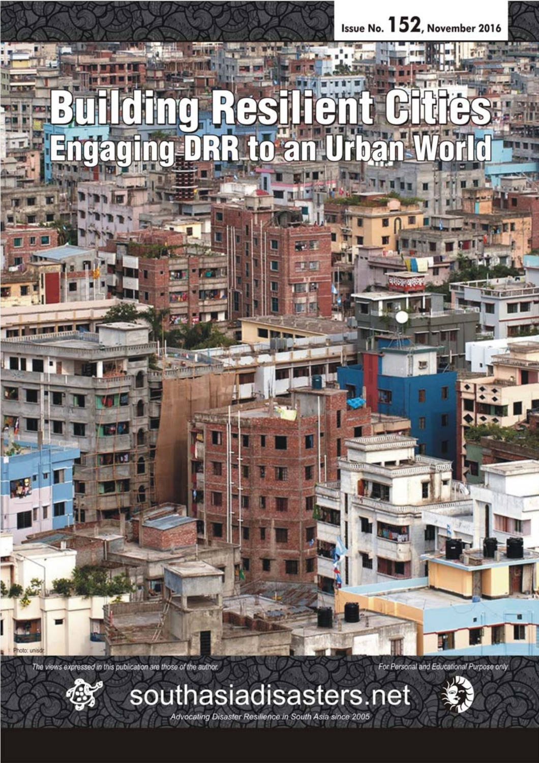Issue No. 152, November 2016

# Building Resilient Cities
## Engaging DRR to an Urban World

Photo: unisdr

*The views expressed in this publication are those of the author.*

*For Personal and Educational Purpose only*

southasiadisasters.net

*Advocating Disaster Resilience in South Asia since 2005*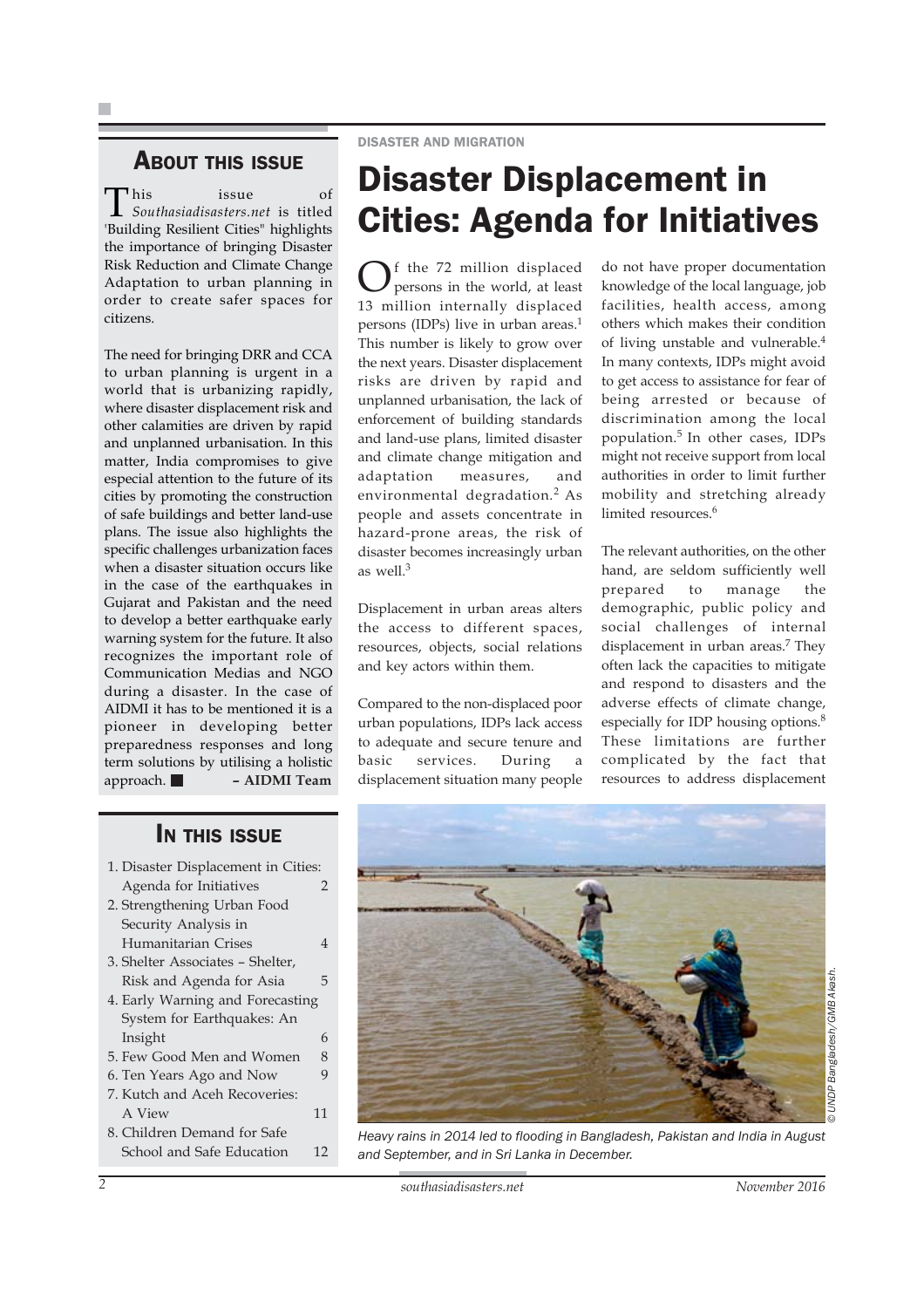## About this issue

This issue of *Southasiadisasters.net* is titled 'Building Resilient Cities" highlights the importance of bringing Disaster Risk Reduction and Climate Change Adaptation to urban planning in order to create safer spaces for citizens.

The need for bringing DRR and CCA to urban planning is urgent in a world that is urbanizing rapidly, where disaster displacement risk and other calamities are driven by rapid and unplanned urbanisation. In this matter, India compromises to give especial attention to the future of its cities by promoting the construction of safe buildings and better land-use plans. The issue also highlights the specific challenges urbanization faces when a disaster situation occurs like in the case of the earthquakes in Gujarat and Pakistan and the need to develop a better earthquake early warning system for the future. It also recognizes the important role of Communication Medias and NGO during a disaster. In the case of AIDMI it has to be mentioned it is a pioneer in developing better preparedness responses and long term solutions by utilising a holistic approach. ■ **– AIDMI Team**

## In this issue

1. Disaster Displacement in Cities: Agenda for Initiatives 2
2. Strengthening Urban Food Security Analysis in Humanitarian Crises 4
3. Shelter Associates – Shelter, Risk and Agenda for Asia 5
4. Early Warning and Forecasting System for Earthquakes: An Insight 6
5. Few Good Men and Women 8
6. Ten Years Ago and Now 9
7. Kutch and Aceh Recoveries: A View 11
8. Children Demand for Safe School and Safe Education 12

DISASTER AND MIGRATION

# Disaster Displacement in Cities: Agenda for Initiatives

Of the 72 million displaced persons in the world, at least 13 million internally displaced persons (IDPs) live in urban areas.[1] This number is likely to grow over the next years. Disaster displacement risks are driven by rapid and unplanned urbanisation, the lack of enforcement of building standards and land-use plans, limited disaster and climate change mitigation and adaptation measures, and environmental degradation.[2] As people and assets concentrate in hazard-prone areas, the risk of disaster becomes increasingly urban as well.[3]

Displacement in urban areas alters the access to different spaces, resources, objects, social relations and key actors within them.

Compared to the non-displaced poor urban populations, IDPs lack access to adequate and secure tenure and basic services. During a displacement situation many people do not have proper documentation knowledge of the local language, job facilities, health access, among others which makes their condition of living unstable and vulnerable.[4] In many contexts, IDPs might avoid to get access to assistance for fear of being arrested or because of discrimination among the local population.[5] In other cases, IDPs might not receive support from local authorities in order to limit further mobility and stretching already limited resources.[6]

The relevant authorities, on the other hand, are seldom sufficiently well prepared to manage the demographic, public policy and social challenges of internal displacement in urban areas.[7] They often lack the capacities to mitigate and respond to disasters and the adverse effects of climate change, especially for IDP housing options.[8] These limitations are further complicated by the fact that resources to address displacement

© UNDP Bangladesh/GMB Akash.

*Heavy rains in 2014 led to flooding in Bangladesh, Pakistan and India in August and September, and in Sri Lanka in December.*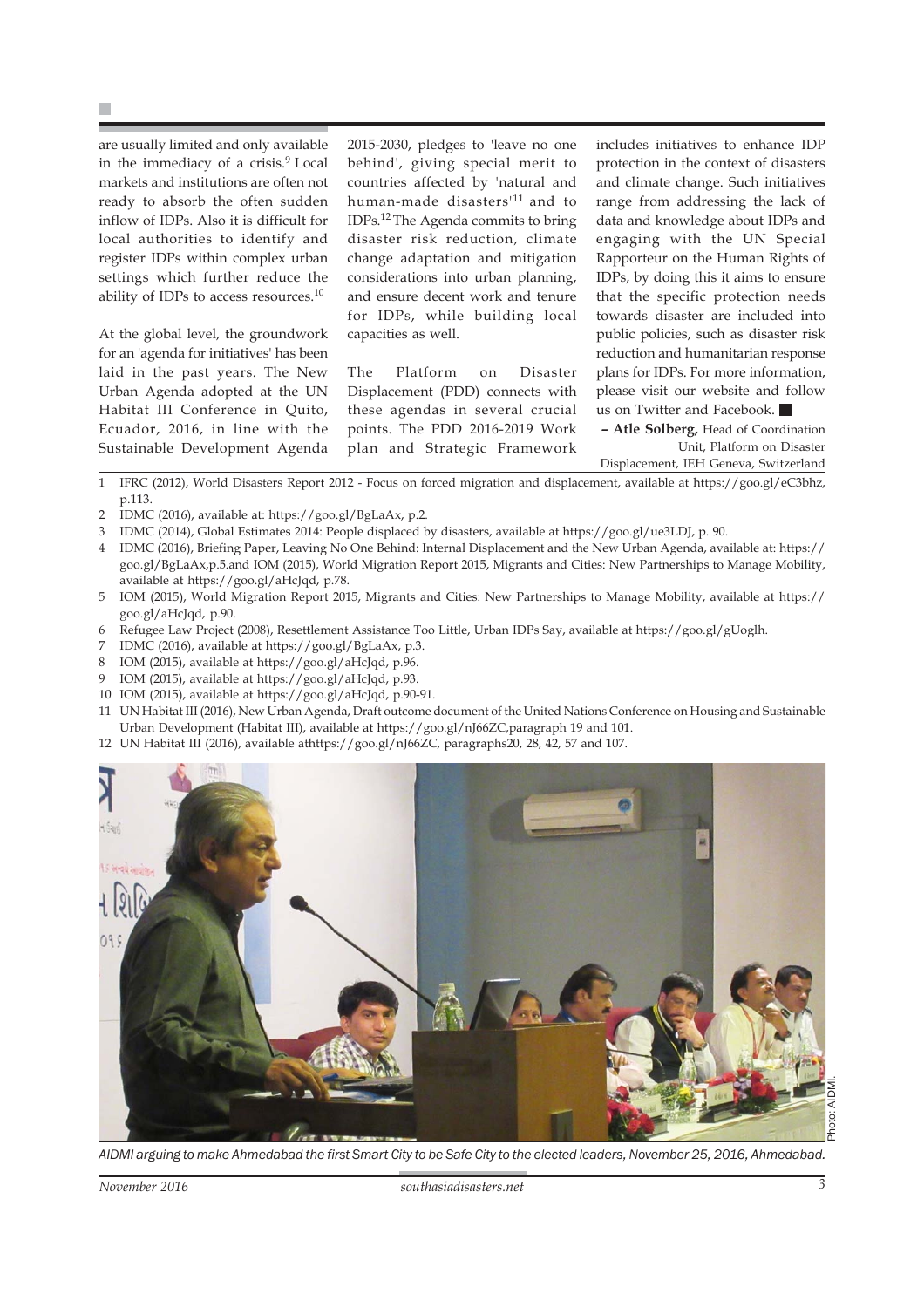are usually limited and only available in the immediacy of a crisis.[9] Local markets and institutions are often not ready to absorb the often sudden inflow of IDPs. Also it is difficult for local authorities to identify and register IDPs within complex urban settings which further reduce the ability of IDPs to access resources.[10]

At the global level, the groundwork for an 'agenda for initiatives' has been laid in the past years. The New Urban Agenda adopted at the UN Habitat III Conference in Quito, Ecuador, 2016, in line with the Sustainable Development Agenda 2015-2030, pledges to 'leave no one behind', giving special merit to countries affected by 'natural and human-made disasters'[11] and to IDPs.[12] The Agenda commits to bring disaster risk reduction, climate change adaptation and mitigation considerations into urban planning, and ensure decent work and tenure for IDPs, while building local capacities as well.

The Platform on Disaster Displacement (PDD) connects with these agendas in several crucial points. The PDD 2016-2019 Work plan and Strategic Framework includes initiatives to enhance IDP protection in the context of disasters and climate change. Such initiatives range from addressing the lack of data and knowledge about IDPs and engaging with the UN Special Rapporteur on the Human Rights of IDPs, by doing this it aims to ensure that the specific protection needs towards disaster are included into public policies, such as disaster risk reduction and humanitarian response plans for IDPs. For more information, please visit our website and follow us on Twitter and Facebook. ■

**– Atle Solberg,** Head of Coordination Unit, Platform on Disaster Displacement, IEH Geneva, Switzerland

1 IFRC (2012), World Disasters Report 2012 - Focus on forced migration and displacement, available at https://goo.gl/eC3bhz, p.113.

2 IDMC (2016), available at: https://goo.gl/BgLaAx, p.2.

3 IDMC (2014), Global Estimates 2014: People displaced by disasters, available at https://goo.gl/ue3LDJ, p. 90.

4 IDMC (2016), Briefing Paper, Leaving No One Behind: Internal Displacement and the New Urban Agenda, available at: https://goo.gl/BgLaAx,p.5.and IOM (2015), World Migration Report 2015, Migrants and Cities: New Partnerships to Manage Mobility, available at https://goo.gl/aHcJqd, p.78.

5 IOM (2015), World Migration Report 2015, Migrants and Cities: New Partnerships to Manage Mobility, available at https://goo.gl/aHcJqd, p.90.

6 Refugee Law Project (2008), Resettlement Assistance Too Little, Urban IDPs Say, available at https://goo.gl/gUoglh.

7 IDMC (2016), available at https://goo.gl/BgLaAx, p.3.

8 IOM (2015), available at https://goo.gl/aHcJqd, p.96.

9 IOM (2015), available at https://goo.gl/aHcJqd, p.93.

10 IOM (2015), available at https://goo.gl/aHcJqd, p.90-91.

11 UN Habitat III (2016), New Urban Agenda, Draft outcome document of the United Nations Conference on Housing and Sustainable Urban Development (Habitat III), available at https://goo.gl/nJ66ZC,paragraph 19 and 101.

12 UN Habitat III (2016), available athttps://goo.gl/nJ66ZC, paragraphs20, 28, 42, 57 and 107.

Photo: AIDMI.

*AIDMI arguing to make Ahmedabad the first Smart City to be Safe City to the elected leaders, November 25, 2016, Ahmedabad.*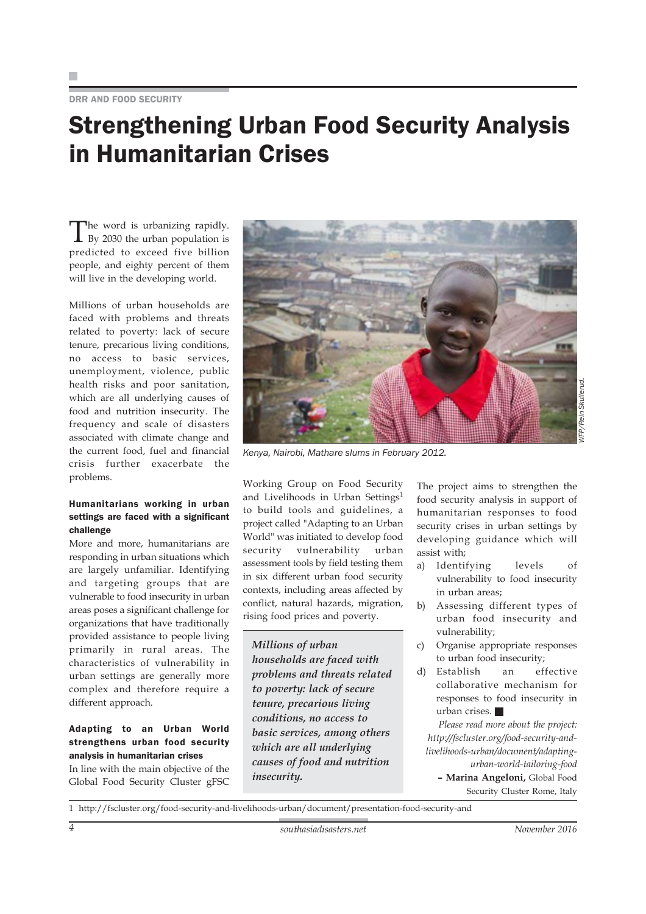DRR AND FOOD SECURITY

# Strengthening Urban Food Security Analysis in Humanitarian Crises

The word is urbanizing rapidly. By 2030 the urban population is predicted to exceed five billion people, and eighty percent of them will live in the developing world.

Millions of urban households are faced with problems and threats related to poverty: lack of secure tenure, precarious living conditions, no access to basic services, unemployment, violence, public health risks and poor sanitation, which are all underlying causes of food and nutrition insecurity. The frequency and scale of disasters associated with climate change and the current food, fuel and financial crisis further exacerbate the problems.

Kenya, Nairobi, Mathare slums in February 2012.

WFP/Rein Skullerud.

### Humanitarians working in urban settings are faced with a significant challenge

More and more, humanitarians are responding in urban situations which are largely unfamiliar. Identifying and targeting groups that are vulnerable to food insecurity in urban areas poses a significant challenge for organizations that have traditionally provided assistance to people living primarily in rural areas. The characteristics of vulnerability in urban settings are generally more complex and therefore require a different approach.

### Adapting to an Urban World strengthens urban food security analysis in humanitarian crises

In line with the main objective of the Global Food Security Cluster gFSC Working Group on Food Security and Livelihoods in Urban Settings[1] to build tools and guidelines, a project called "Adapting to an Urban World" was initiated to develop food security vulnerability urban assessment tools by field testing them in six different urban food security contexts, including areas affected by conflict, natural hazards, migration, rising food prices and poverty.

> ***Millions of urban households are faced with problems and threats related to poverty: lack of secure tenure, precarious living conditions, no access to basic services, among others which are all underlying causes of food and nutrition insecurity.***

The project aims to strengthen the food security analysis in support of humanitarian responses to food security crises in urban settings by developing guidance which will assist with;

a) Identifying levels of vulnerability to food insecurity in urban areas;
b) Assessing different types of urban food insecurity and vulnerability;
c) Organise appropriate responses to urban food insecurity;
d) Establish an effective collaborative mechanism for responses to food insecurity in urban crises. ■

*Please read more about the project: http://fscluster.org/food-security-and-livelihoods-urban/document/adapting-urban-world-tailoring-food*

**– Marina Angeloni,** Global Food Security Cluster Rome, Italy

1 http://fscluster.org/food-security-and-livelihoods-urban/document/presentation-food-security-and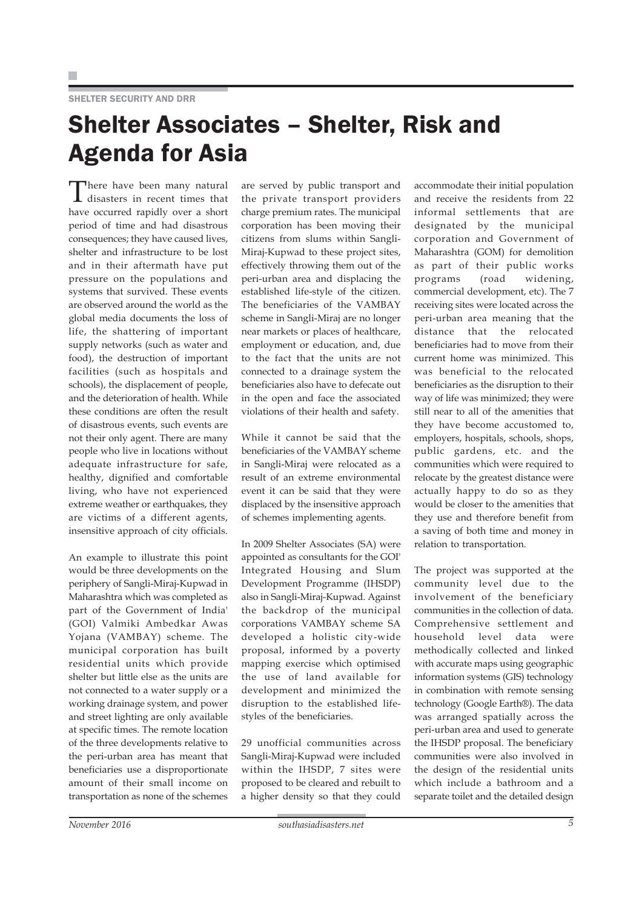SHELTER SECURITY AND DRR

# Shelter Associates – Shelter, Risk and Agenda for Asia

There have been many natural disasters in recent times that have occurred rapidly over a short period of time and had disastrous consequences; they have caused lives, shelter and infrastructure to be lost and in their aftermath have put pressure on the populations and systems that survived. These events are observed around the world as the global media documents the loss of life, the shattering of important supply networks (such as water and food), the destruction of important facilities (such as hospitals and schools), the displacement of people, and the deterioration of health. While these conditions are often the result of disastrous events, such events are not their only agent. There are many people who live in locations without adequate infrastructure for safe, healthy, dignified and comfortable living, who have not experienced extreme weather or earthquakes, they are victims of a different agents, insensitive approach of city officials.

An example to illustrate this point would be three developments on the periphery of Sangli-Miraj-Kupwad in Maharashtra which was completed as part of the Government of India' (GOI) Valmiki Ambedkar Awas Yojana (VAMBAY) scheme. The municipal corporation has built residential units which provide shelter but little else as the units are not connected to a water supply or a working drainage system, and power and street lighting are only available at specific times. The remote location of the three developments relative to the peri-urban area has meant that beneficiaries use a disproportionate amount of their small income on transportation as none of the schemes are served by public transport and the private transport providers charge premium rates. The municipal corporation has been moving their citizens from slums within Sangli-Miraj-Kupwad to these project sites, effectively throwing them out of the peri-urban area and displacing the established life-style of the citizen. The beneficiaries of the VAMBAY scheme in Sangli-Miraj are no longer near markets or places of healthcare, employment or education, and, due to the fact that the units are not connected to a drainage system the beneficiaries also have to defecate out in the open and face the associated violations of their health and safety.

While it cannot be said that the beneficiaries of the VAMBAY scheme in Sangli-Miraj were relocated as a result of an extreme environmental event it can be said that they were displaced by the insensitive approach of schemes implementing agents.

In 2009 Shelter Associates (SA) were appointed as consultants for the GOI' Integrated Housing and Slum Development Programme (IHSDP) also in Sangli-Miraj-Kupwad. Against the backdrop of the municipal corporations VAMBAY scheme SA developed a holistic city-wide proposal, informed by a poverty mapping exercise which optimised the use of land available for development and minimized the disruption to the established life-styles of the beneficiaries.

29 unofficial communities across Sangli-Miraj-Kupwad were included within the IHSDP, 7 sites were proposed to be cleared and rebuilt to a higher density so that they could accommodate their initial population and receive the residents from 22 informal settlements that are designated by the municipal corporation and Government of Maharashtra (GOM) for demolition as part of their public works programs (road widening, commercial development, etc). The 7 receiving sites were located across the peri-urban area meaning that the distance that the relocated beneficiaries had to move from their current home was minimized. This was beneficial to the relocated beneficiaries as the disruption to their way of life was minimized; they were still near to all of the amenities that they have become accustomed to, employers, hospitals, schools, shops, public gardens, etc. and the communities which were required to relocate by the greatest distance were actually happy to do so as they would be closer to the amenities that they use and therefore benefit from a saving of both time and money in relation to transportation.

The project was supported at the community level due to the involvement of the beneficiary communities in the collection of data. Comprehensive settlement and household level data were methodically collected and linked with accurate maps using geographic information systems (GIS) technology in combination with remote sensing technology (Google Earth®). The data was arranged spatially across the peri-urban area and used to generate the IHSDP proposal. The beneficiary communities were also involved in the design of the residential units which include a bathroom and a separate toilet and the detailed design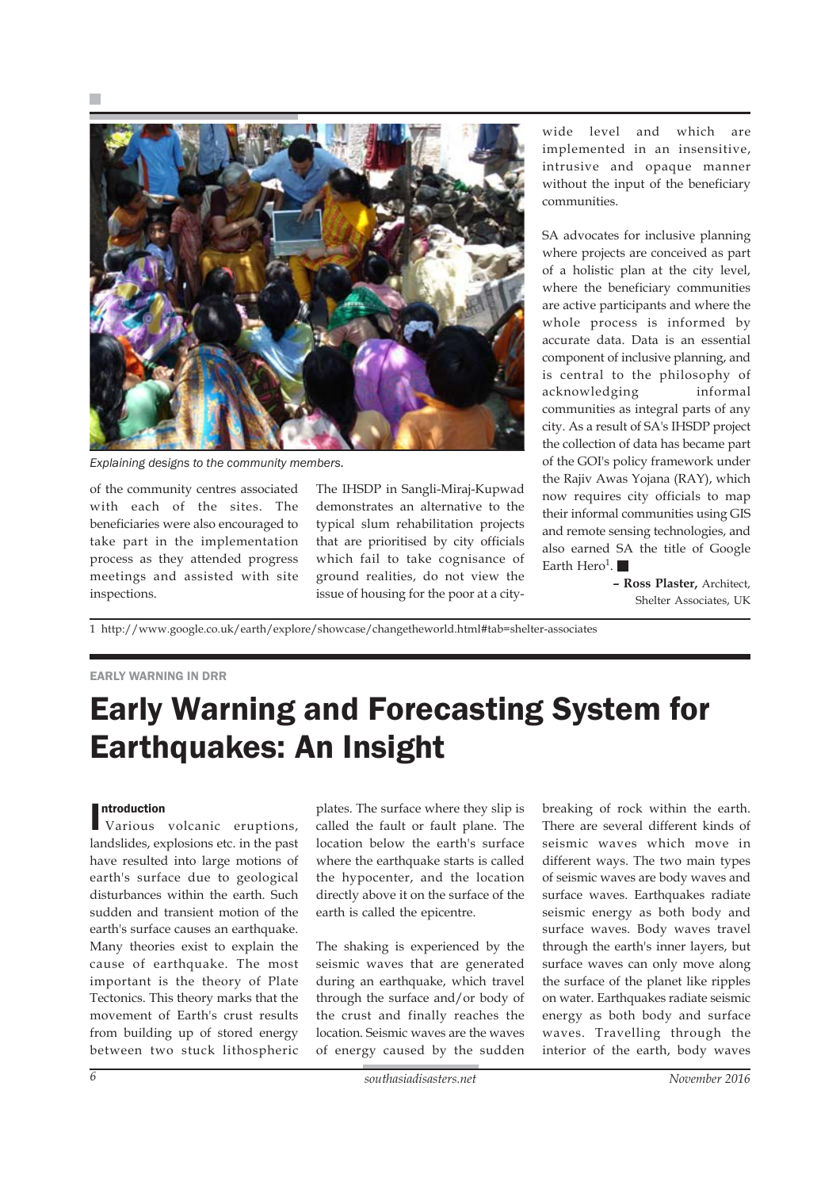*Explaining designs to the community members.*

of the community centres associated with each of the sites. The beneficiaries were also encouraged to take part in the implementation process as they attended progress meetings and assisted with site inspections.

The IHSDP in Sangli-Miraj-Kupwad demonstrates an alternative to the typical slum rehabilitation projects that are prioritised by city officials which fail to take cognisance of ground realities, do not view the issue of housing for the poor at a city-wide level and which are implemented in an insensitive, intrusive and opaque manner without the input of the beneficiary communities.

SA advocates for inclusive planning where projects are conceived as part of a holistic plan at the city level, where the beneficiary communities are active participants and where the whole process is informed by accurate data. Data is an essential component of inclusive planning, and is central to the philosophy of acknowledging informal communities as integral parts of any city. As a result of SA's IHSDP project the collection of data has became part of the GOI's policy framework under the Rajiv Awas Yojana (RAY), which now requires city officials to map their informal communities using GIS and remote sensing technologies, and also earned SA the title of Google Earth Hero[1]. ■

**– Ross Plaster,** Architect, Shelter Associates, UK

1 http://www.google.co.uk/earth/explore/showcase/changetheworld.html#tab=shelter-associates

EARLY WARNING IN DRR

# Early Warning and Forecasting System for Earthquakes: An Insight

## Introduction

Various volcanic eruptions, landslides, explosions etc. in the past have resulted into large motions of earth's surface due to geological disturbances within the earth. Such sudden and transient motion of the earth's surface causes an earthquake. Many theories exist to explain the cause of earthquake. The most important is the theory of Plate Tectonics. This theory marks that the movement of Earth's crust results from building up of stored energy between two stuck lithospheric plates. The surface where they slip is called the fault or fault plane. The location below the earth's surface where the earthquake starts is called the hypocenter, and the location directly above it on the surface of the earth is called the epicentre.

The shaking is experienced by the seismic waves that are generated during an earthquake, which travel through the surface and/or body of the crust and finally reaches the location. Seismic waves are the waves of energy caused by the sudden breaking of rock within the earth. There are several different kinds of seismic waves which move in different ways. The two main types of seismic waves are body waves and surface waves. Earthquakes radiate seismic energy as both body and surface waves. Body waves travel through the earth's inner layers, but surface waves can only move along the surface of the planet like ripples on water. Earthquakes radiate seismic energy as both body and surface waves. Travelling through the interior of the earth, body waves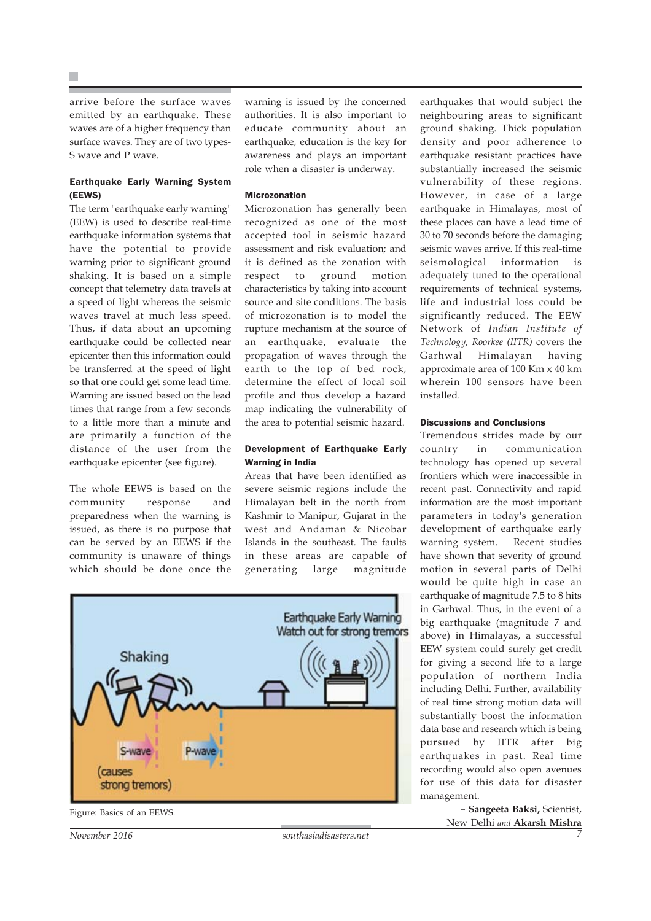arrive before the surface waves emitted by an earthquake. These waves are of a higher frequency than surface waves. They are of two types- S wave and P wave.

### Earthquake Early Warning System (EEWS)

The term "earthquake early warning" (EEW) is used to describe real-time earthquake information systems that have the potential to provide warning prior to significant ground shaking. It is based on a simple concept that telemetry data travels at a speed of light whereas the seismic waves travel at much less speed. Thus, if data about an upcoming earthquake could be collected near epicenter then this information could be transferred at the speed of light so that one could get some lead time. Warning are issued based on the lead times that range from a few seconds to a little more than a minute and are primarily a function of the distance of the user from the earthquake epicenter (see figure).

The whole EEWS is based on the community response and preparedness when the warning is issued, as there is no purpose that can be served by an EEWS if the community is unaware of things which should be done once the warning is issued by the concerned authorities. It is also important to educate community about an earthquake, education is the key for awareness and plays an important role when a disaster is underway.

### Microzonation

Microzonation has generally been recognized as one of the most accepted tool in seismic hazard assessment and risk evaluation; and it is defined as the zonation with respect to ground motion characteristics by taking into account source and site conditions. The basis of microzonation is to model the rupture mechanism at the source of an earthquake, evaluate the propagation of waves through the earth to the top of bed rock, determine the effect of local soil profile and thus develop a hazard map indicating the vulnerability of the area to potential seismic hazard.

### Development of Earthquake Early Warning in India

Areas that have been identified as severe seismic regions include the Himalayan belt in the north from Kashmir to Manipur, Gujarat in the west and Andaman & Nicobar Islands in the southeast. The faults in these areas are capable of generating large magnitude earthquakes that would subject the neighbouring areas to significant ground shaking. Thick population density and poor adherence to earthquake resistant practices have substantially increased the seismic vulnerability of these regions. However, in case of a large earthquake in Himalayas, most of these places can have a lead time of 30 to 70 seconds before the damaging seismic waves arrive. If this real-time seismological information is adequately tuned to the operational requirements of technical systems, life and industrial loss could be significantly reduced. The EEW Network of *Indian Institute of Technology, Roorkee (IITR)* covers the Garhwal Himalayan having approximate area of 100 Km x 40 km wherein 100 sensors have been installed.

Figure: Basics of an EEWS.

### Discussions and Conclusions

Tremendous strides made by our country in communication technology has opened up several frontiers which were inaccessible in recent past. Connectivity and rapid information are the most important parameters in today's generation development of earthquake early warning system. Recent studies have shown that severity of ground motion in several parts of Delhi would be quite high in case an earthquake of magnitude 7.5 to 8 hits in Garhwal. Thus, in the event of a big earthquake (magnitude 7 and above) in Himalayas, a successful EEW system could surely get credit for giving a second life to a large population of northern India including Delhi. Further, availability of real time strong motion data will substantially boost the information data base and research which is being pursued by IITR after big earthquakes in past. Real time recording would also open avenues for use of this data for disaster management.

**– Sangeeta Baksi,** Scientist, New Delhi *and* **Akarsh Mishra**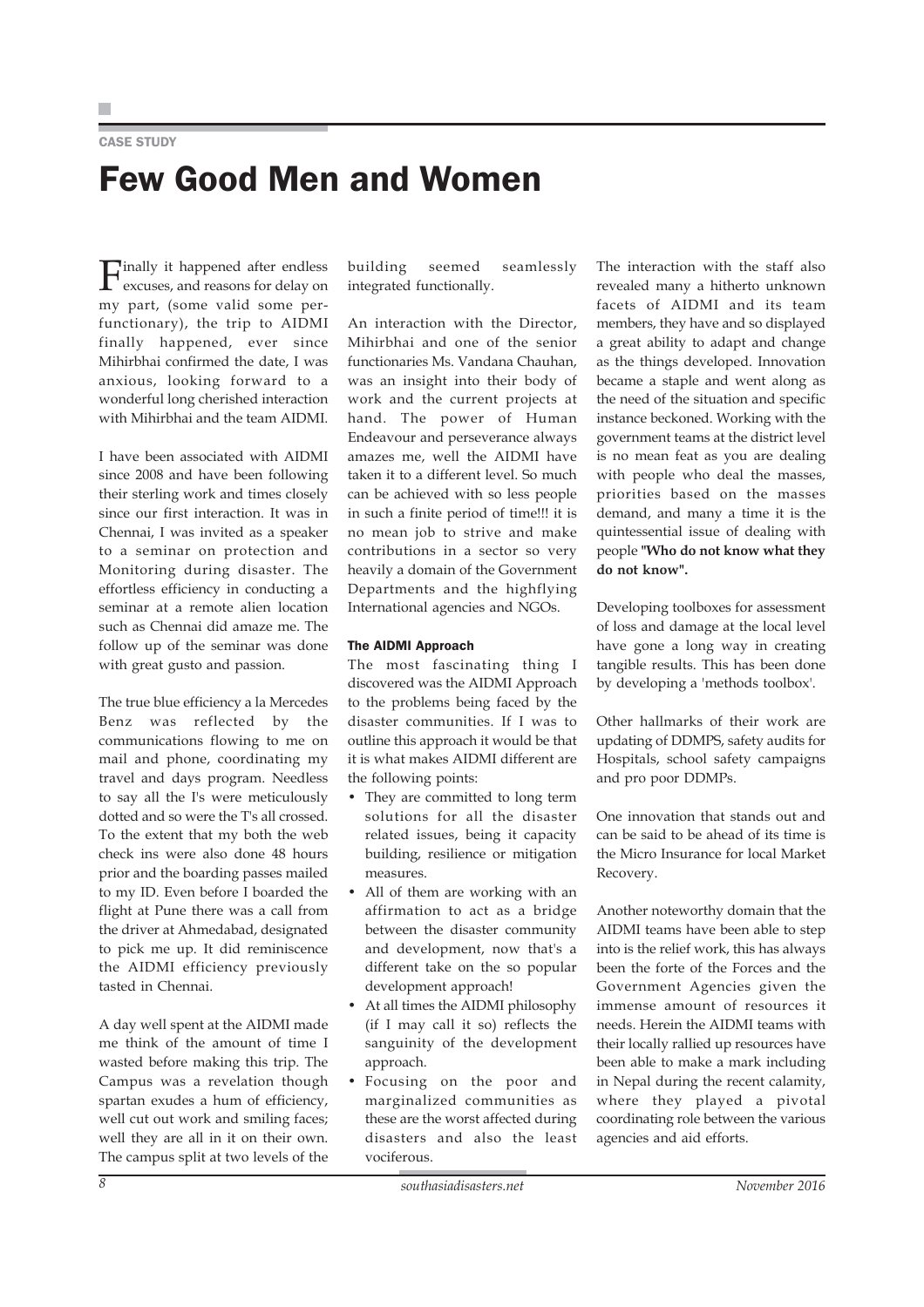CASE STUDY

# Few Good Men and Women

Finally it happened after endless excuses, and reasons for delay on my part, (some valid some perfunctionary), the trip to AIDMI finally happened, ever since Mihirbhai confirmed the date, I was anxious, looking forward to a wonderful long cherished interaction with Mihirbhai and the team AIDMI.

I have been associated with AIDMI since 2008 and have been following their sterling work and times closely since our first interaction. It was in Chennai, I was invited as a speaker to a seminar on protection and Monitoring during disaster. The effortless efficiency in conducting a seminar at a remote alien location such as Chennai did amaze me. The follow up of the seminar was done with great gusto and passion.

The true blue efficiency a la Mercedes Benz was reflected by the communications flowing to me on mail and phone, coordinating my travel and days program. Needless to say all the I's were meticulously dotted and so were the T's all crossed. To the extent that my both the web check ins were also done 48 hours prior and the boarding passes mailed to my ID. Even before I boarded the flight at Pune there was a call from the driver at Ahmedabad, designated to pick me up. It did reminiscence the AIDMI efficiency previously tasted in Chennai.

A day well spent at the AIDMI made me think of the amount of time I wasted before making this trip. The Campus was a revelation though spartan exudes a hum of efficiency, well cut out work and smiling faces; well they are all in it on their own. The campus split at two levels of the building seemed seamlessly integrated functionally.

An interaction with the Director, Mihirbhai and one of the senior functionaries Ms. Vandana Chauhan, was an insight into their body of work and the current projects at hand. The power of Human Endeavour and perseverance always amazes me, well the AIDMI have taken it to a different level. So much can be achieved with so less people in such a finite period of time!!! it is no mean job to strive and make contributions in a sector so very heavily a domain of the Government Departments and the highflying International agencies and NGOs.

### The AIDMI Approach

The most fascinating thing I discovered was the AIDMI Approach to the problems being faced by the disaster communities. If I was to outline this approach it would be that it is what makes AIDMI different are the following points:

- They are committed to long term solutions for all the disaster related issues, being it capacity building, resilience or mitigation measures.
- All of them are working with an affirmation to act as a bridge between the disaster community and development, now that's a different take on the so popular development approach!
- At all times the AIDMI philosophy (if I may call it so) reflects the sanguinity of the development approach.
- Focusing on the poor and marginalized communities as these are the worst affected during disasters and also the least vociferous.

The interaction with the staff also revealed many a hitherto unknown facets of AIDMI and its team members, they have and so displayed a great ability to adapt and change as the things developed. Innovation became a staple and went along as the need of the situation and specific instance beckoned. Working with the government teams at the district level is no mean feat as you are dealing with people who deal the masses, priorities based on the masses demand, and many a time it is the quintessential issue of dealing with people **"Who do not know what they do not know".**

Developing toolboxes for assessment of loss and damage at the local level have gone a long way in creating tangible results. This has been done by developing a 'methods toolbox'.

Other hallmarks of their work are updating of DDMPS, safety audits for Hospitals, school safety campaigns and pro poor DDMPs.

One innovation that stands out and can be said to be ahead of its time is the Micro Insurance for local Market Recovery.

Another noteworthy domain that the AIDMI teams have been able to step into is the relief work, this has always been the forte of the Forces and the Government Agencies given the immense amount of resources it needs. Herein the AIDMI teams with their locally rallied up resources have been able to make a mark including in Nepal during the recent calamity, where they played a pivotal coordinating role between the various agencies and aid efforts.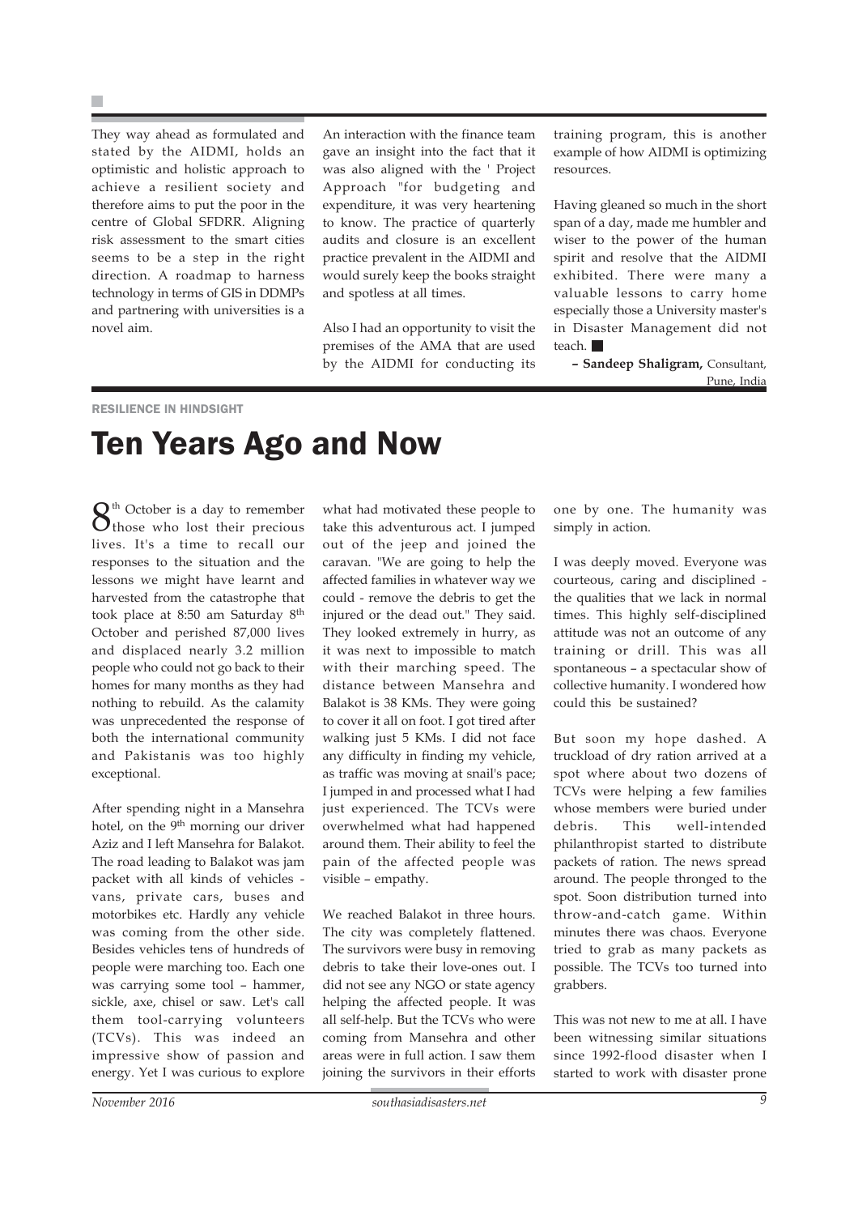They way ahead as formulated and stated by the AIDMI, holds an optimistic and holistic approach to achieve a resilient society and therefore aims to put the poor in the centre of Global SFDRR. Aligning risk assessment to the smart cities seems to be a step in the right direction. A roadmap to harness technology in terms of GIS in DDMPs and partnering with universities is a novel aim.

An interaction with the finance team gave an insight into the fact that it was also aligned with the ' Project Approach "for budgeting and expenditure, it was very heartening to know. The practice of quarterly audits and closure is an excellent practice prevalent in the AIDMI and would surely keep the books straight and spotless at all times.

Also I had an opportunity to visit the premises of the AMA that are used by the AIDMI for conducting its training program, this is another example of how AIDMI is optimizing resources.

Having gleaned so much in the short span of a day, made me humbler and wiser to the power of the human spirit and resolve that the AIDMI exhibited. There were many a valuable lessons to carry home especially those a University master's in Disaster Management did not teach. ■

**– Sandeep Shaligram,** Consultant, Pune, India

RESILIENCE IN HINDSIGHT

# Ten Years Ago and Now

8th October is a day to remember those who lost their precious lives. It's a time to recall our responses to the situation and the lessons we might have learnt and harvested from the catastrophe that took place at 8:50 am Saturday 8th October and perished 87,000 lives and displaced nearly 3.2 million people who could not go back to their homes for many months as they had nothing to rebuild. As the calamity was unprecedented the response of both the international community and Pakistanis was too highly exceptional.

After spending night in a Mansehra hotel, on the 9th morning our driver Aziz and I left Mansehra for Balakot. The road leading to Balakot was jam packet with all kinds of vehicles - vans, private cars, buses and motorbikes etc. Hardly any vehicle was coming from the other side. Besides vehicles tens of hundreds of people were marching too. Each one was carrying some tool – hammer, sickle, axe, chisel or saw. Let's call them tool-carrying volunteers (TCVs). This was indeed an impressive show of passion and energy. Yet I was curious to explore what had motivated these people to take this adventurous act. I jumped out of the jeep and joined the caravan. "We are going to help the affected families in whatever way we could - remove the debris to get the injured or the dead out." They said. They looked extremely in hurry, as it was next to impossible to match with their marching speed. The distance between Mansehra and Balakot is 38 KMs. They were going to cover it all on foot. I got tired after walking just 5 KMs. I did not face any difficulty in finding my vehicle, as traffic was moving at snail's pace; I jumped in and processed what I had just experienced. The TCVs were overwhelmed what had happened around them. Their ability to feel the pain of the affected people was visible – empathy.

We reached Balakot in three hours. The city was completely flattened. The survivors were busy in removing debris to take their love-ones out. I did not see any NGO or state agency helping the affected people. It was all self-help. But the TCVs who were coming from Mansehra and other areas were in full action. I saw them joining the survivors in their efforts one by one. The humanity was simply in action.

I was deeply moved. Everyone was courteous, caring and disciplined - the qualities that we lack in normal times. This highly self-disciplined attitude was not an outcome of any training or drill. This was all spontaneous – a spectacular show of collective humanity. I wondered how could this be sustained?

But soon my hope dashed. A truckload of dry ration arrived at a spot where about two dozens of TCVs were helping a few families whose members were buried under debris. This well-intended philanthropist started to distribute packets of ration. The news spread around. The people thronged to the spot. Soon distribution turned into throw-and-catch game. Within minutes there was chaos. Everyone tried to grab as many packets as possible. The TCVs too turned into grabbers.

This was not new to me at all. I have been witnessing similar situations since 1992-flood disaster when I started to work with disaster prone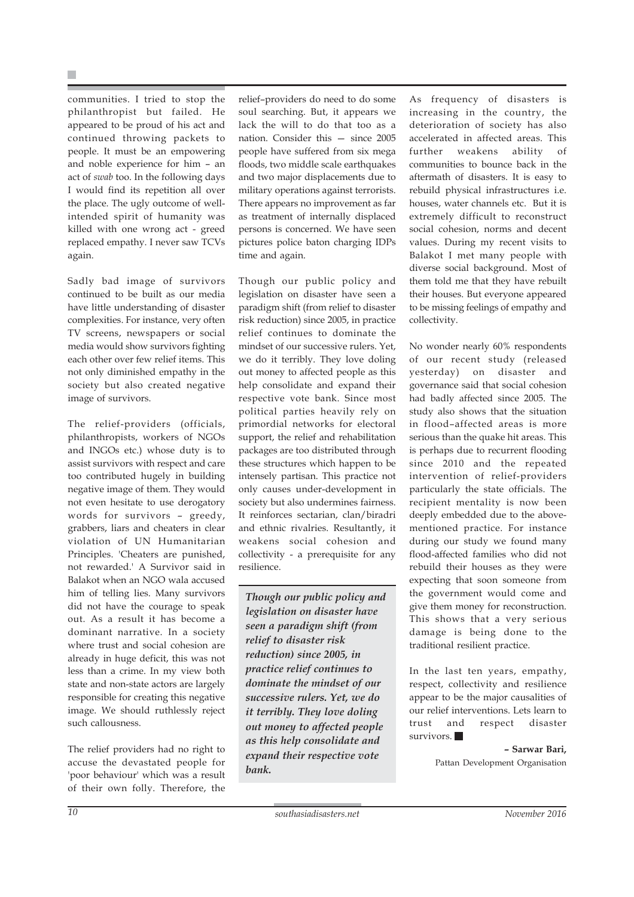communities. I tried to stop the philanthropist but failed. He appeared to be proud of his act and continued throwing packets to people. It must be an empowering and noble experience for him – an act of *swab* too. In the following days I would find its repetition all over the place. The ugly outcome of well-intended spirit of humanity was killed with one wrong act - greed replaced empathy. I never saw TCVs again.

Sadly bad image of survivors continued to be built as our media have little understanding of disaster complexities. For instance, very often TV screens, newspapers or social media would show survivors fighting each other over few relief items. This not only diminished empathy in the society but also created negative image of survivors.

The relief-providers (officials, philanthropists, workers of NGOs and INGOs etc.) whose duty is to assist survivors with respect and care too contributed hugely in building negative image of them. They would not even hesitate to use derogatory words for survivors – greedy, grabbers, liars and cheaters in clear violation of UN Humanitarian Principles. 'Cheaters are punished, not rewarded.' A Survivor said in Balakot when an NGO wala accused him of telling lies. Many survivors did not have the courage to speak out. As a result it has become a dominant narrative. In a society where trust and social cohesion are already in huge deficit, this was not less than a crime. In my view both state and non-state actors are largely responsible for creating this negative image. We should ruthlessly reject such callousness.

The relief providers had no right to accuse the devastated people for 'poor behaviour' which was a result of their own folly. Therefore, the relief–providers do need to do some soul searching. But, it appears we lack the will to do that too as a nation. Consider this — since 2005 people have suffered from six mega floods, two middle scale earthquakes and two major displacements due to military operations against terrorists. There appears no improvement as far as treatment of internally displaced persons is concerned. We have seen pictures police baton charging IDPs time and again.

Though our public policy and legislation on disaster have seen a paradigm shift (from relief to disaster risk reduction) since 2005, in practice relief continues to dominate the mindset of our successive rulers. Yet, we do it terribly. They love doling out money to affected people as this help consolidate and expand their respective vote bank. Since most political parties heavily rely on primordial networks for electoral support, the relief and rehabilitation packages are too distributed through these structures which happen to be intensely partisan. This practice not only causes under-development in society but also undermines fairness. It reinforces sectarian, clan/biradri and ethnic rivalries. Resultantly, it weakens social cohesion and collectivity - a prerequisite for any resilience.

> ***Though our public policy and legislation on disaster have seen a paradigm shift (from relief to disaster risk reduction) since 2005, in practice relief continues to dominate the mindset of our successive rulers. Yet, we do it terribly. They love doling out money to affected people as this help consolidate and expand their respective vote bank.***

As frequency of disasters is increasing in the country, the deterioration of society has also accelerated in affected areas. This further weakens ability of communities to bounce back in the aftermath of disasters. It is easy to rebuild physical infrastructures i.e. houses, water channels etc. But it is extremely difficult to reconstruct social cohesion, norms and decent values. During my recent visits to Balakot I met many people with diverse social background. Most of them told me that they have rebuilt their houses. But everyone appeared to be missing feelings of empathy and collectivity.

No wonder nearly 60% respondents of our recent study (released yesterday) on disaster and governance said that social cohesion had badly affected since 2005. The study also shows that the situation in flood–affected areas is more serious than the quake hit areas. This is perhaps due to recurrent flooding since 2010 and the repeated intervention of relief-providers particularly the state officials. The recipient mentality is now been deeply embedded due to the above-mentioned practice. For instance during our study we found many flood-affected families who did not rebuild their houses as they were expecting that soon someone from the government would come and give them money for reconstruction. This shows that a very serious damage is being done to the traditional resilient practice.

In the last ten years, empathy, respect, collectivity and resilience appear to be the major causalities of our relief interventions. Lets learn to trust and respect disaster survivors. ■

**– Sarwar Bari,**
Pattan Development Organisation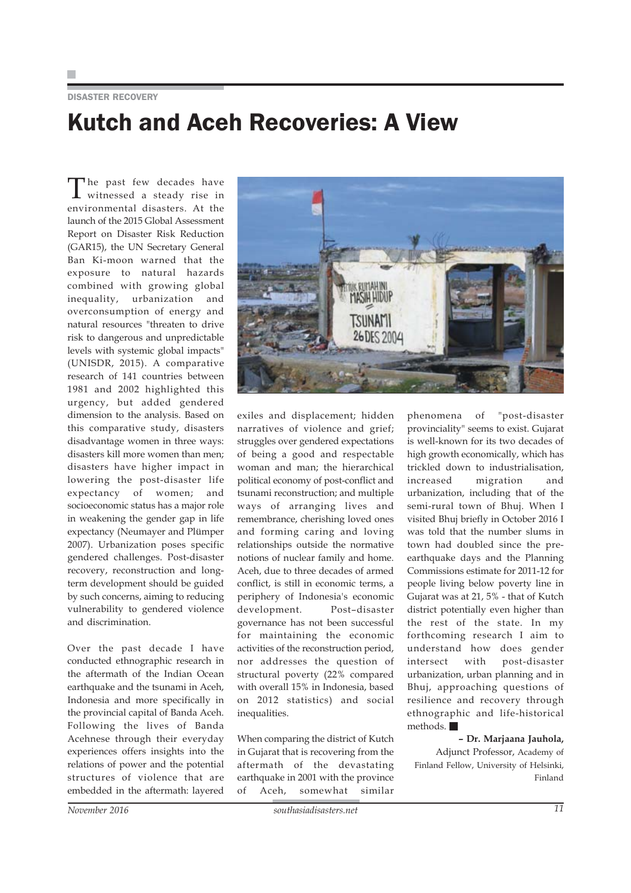DISASTER RECOVERY

# Kutch and Aceh Recoveries: A View

The past few decades have witnessed a steady rise in environmental disasters. At the launch of the 2015 Global Assessment Report on Disaster Risk Reduction (GAR15), the UN Secretary General Ban Ki-moon warned that the exposure to natural hazards combined with growing global inequality, urbanization and overconsumption of energy and natural resources "threaten to drive risk to dangerous and unpredictable levels with systemic global impacts" (UNISDR, 2015). A comparative research of 141 countries between 1981 and 2002 highlighted this urgency, but added gendered dimension to the analysis. Based on this comparative study, disasters disadvantage women in three ways: disasters kill more women than men; disasters have higher impact in lowering the post-disaster life expectancy of women; and socioeconomic status has a major role in weakening the gender gap in life expectancy (Neumayer and Plümper 2007). Urbanization poses specific gendered challenges. Post-disaster recovery, reconstruction and long-term development should be guided by such concerns, aiming to reducing vulnerability to gendered violence and discrimination.

Over the past decade I have conducted ethnographic research in the aftermath of the Indian Ocean earthquake and the tsunami in Aceh, Indonesia and more specifically in the provincial capital of Banda Aceh. Following the lives of Banda Acehnese through their everyday experiences offers insights into the relations of power and the potential structures of violence that are embedded in the aftermath: layered exiles and displacement; hidden narratives of violence and grief; struggles over gendered expectations of being a good and respectable woman and man; the hierarchical political economy of post-conflict and tsunami reconstruction; and multiple ways of arranging lives and remembrance, cherishing loved ones and forming caring and loving relationships outside the normative notions of nuclear family and home. Aceh, due to three decades of armed conflict, is still in economic terms, a periphery of Indonesia's economic development. Post–disaster governance has not been successful for maintaining the economic activities of the reconstruction period, nor addresses the question of structural poverty (22% compared with overall 15% in Indonesia, based on 2012 statistics) and social inequalities.

When comparing the district of Kutch in Gujarat that is recovering from the aftermath of the devastating earthquake in 2001 with the province of Aceh, somewhat similar phenomena of "post-disaster provinciality" seems to exist. Gujarat is well-known for its two decades of high growth economically, which has trickled down to industrialisation, increased migration and urbanization, including that of the semi-rural town of Bhuj. When I visited Bhuj briefly in October 2016 I was told that the number slums in town had doubled since the pre-earthquake days and the Planning Commissions estimate for 2011-12 for people living below poverty line in Gujarat was at 21, 5% - that of Kutch district potentially even higher than the rest of the state. In my forthcoming research I aim to understand how does gender intersect with post-disaster urbanization, urban planning and in Bhuj, approaching questions of resilience and recovery through ethnographic and life-historical methods. ■

**– Dr. Marjaana Jauhola,**
Adjunct Professor, Academy of Finland Fellow, University of Helsinki, Finland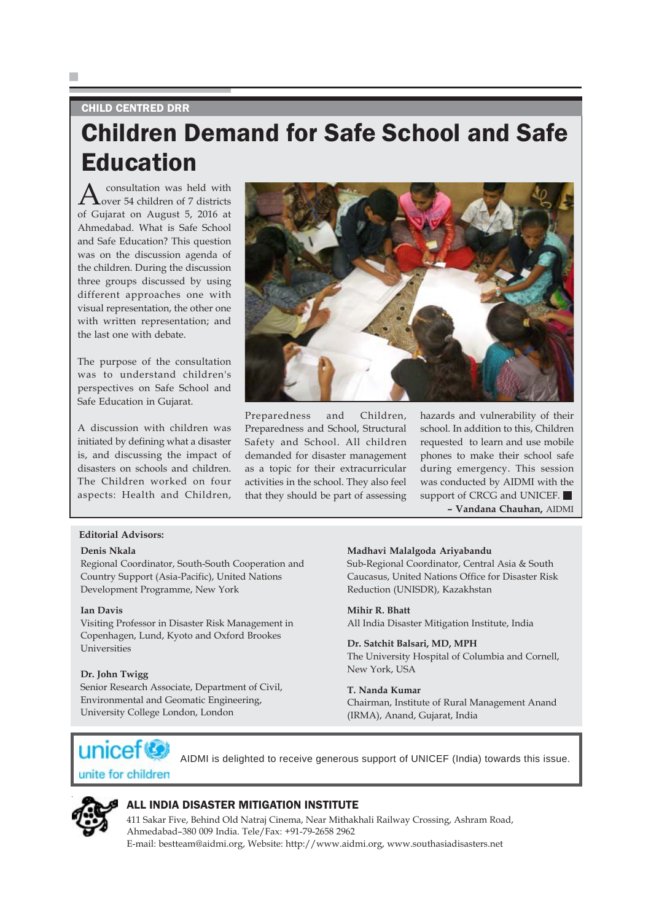CHILD CENTRED DRR

# Children Demand for Safe School and Safe Education

A consultation was held with over 54 children of 7 districts of Gujarat on August 5, 2016 at Ahmedabad. What is Safe School and Safe Education? This question was on the discussion agenda of the children. During the discussion three groups discussed by using different approaches one with visual representation, the other one with written representation; and the last one with debate.

The purpose of the consultation was to understand children's perspectives on Safe School and Safe Education in Gujarat.

A discussion with children was initiated by defining what a disaster is, and discussing the impact of disasters on schools and children. The Children worked on four aspects: Health and Children, Preparedness and Children, Preparedness and School, Structural Safety and School. All children demanded for disaster management as a topic for their extracurricular activities in the school. They also feel that they should be part of assessing hazards and vulnerability of their school. In addition to this, Children requested to learn and use mobile phones to make their school safe during emergency. This session was conducted by AIDMI with the support of CRCG and UNICEF. ■

**– Vandana Chauhan,** AIDMI

**Editorial Advisors:**

**Denis Nkala**
Regional Coordinator, South-South Cooperation and Country Support (Asia-Pacific), United Nations Development Programme, New York

**Ian Davis**
Visiting Professor in Disaster Risk Management in Copenhagen, Lund, Kyoto and Oxford Brookes Universities

**Dr. John Twigg**
Senior Research Associate, Department of Civil, Environmental and Geomatic Engineering, University College London, London

**Madhavi Malalgoda Ariyabandu**
Sub-Regional Coordinator, Central Asia & South Caucasus, United Nations Office for Disaster Risk Reduction (UNISDR), Kazakhstan

**Mihir R. Bhatt**
All India Disaster Mitigation Institute, India

**Dr. Satchit Balsari, MD, MPH**
The University Hospital of Columbia and Cornell, New York, USA

**T. Nanda Kumar**
Chairman, Institute of Rural Management Anand (IRMA), Anand, Gujarat, India

unicef unite for children

AIDMI is delighted to receive generous support of UNICEF (India) towards this issue.

**ALL INDIA DISASTER MITIGATION INSTITUTE**
411 Sakar Five, Behind Old Natraj Cinema, Near Mithakhali Railway Crossing, Ashram Road, Ahmedabad–380 009 India. Tele/Fax: +91-79-2658 2962
E-mail: bestteam@aidmi.org, Website: http://www.aidmi.org, www.southasiadisasters.net